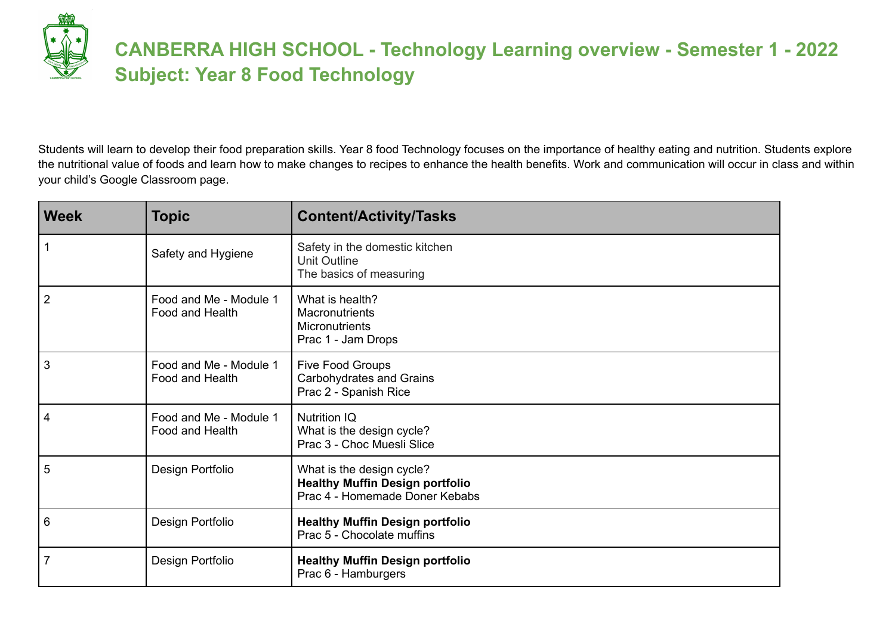# CANBERRA HIGH SCHOOL - Technology Learning overview - Semester 1 - 2022
## Subject: Year 8 Food Technology

Students will learn to develop their food preparation skills. Year 8 food Technology focuses on the importance of healthy eating and nutrition. Students explore the nutritional value of foods and learn how to make changes to recipes to enhance the health benefits. Work and communication will occur in class and within your child's Google Classroom page.

| Week | Topic | Content/Activity/Tasks |
|---|---|---|
| 1 | Safety and Hygiene | Safety in the domestic kitchen<br>Unit Outline<br>The basics of measuring |
| 2 | Food and Me - Module 1<br>Food and Health | What is health?<br>Macronutrients<br>Micronutrients<br>Prac 1 - Jam Drops |
| 3 | Food and Me - Module 1<br>Food and Health | Five Food Groups<br>Carbohydrates and Grains<br>Prac 2 - Spanish Rice |
| 4 | Food and Me - Module 1<br>Food and Health | Nutrition IQ<br>What is the design cycle?<br>Prac 3 - Choc Muesli Slice |
| 5 | Design Portfolio | What is the design cycle?<br>**Healthy Muffin Design portfolio**<br>Prac 4 - Homemade Doner Kebabs |
| 6 | Design Portfolio | **Healthy Muffin Design portfolio**<br>Prac 5 - Chocolate muffins |
| 7 | Design Portfolio | **Healthy Muffin Design portfolio**<br>Prac 6 - Hamburgers |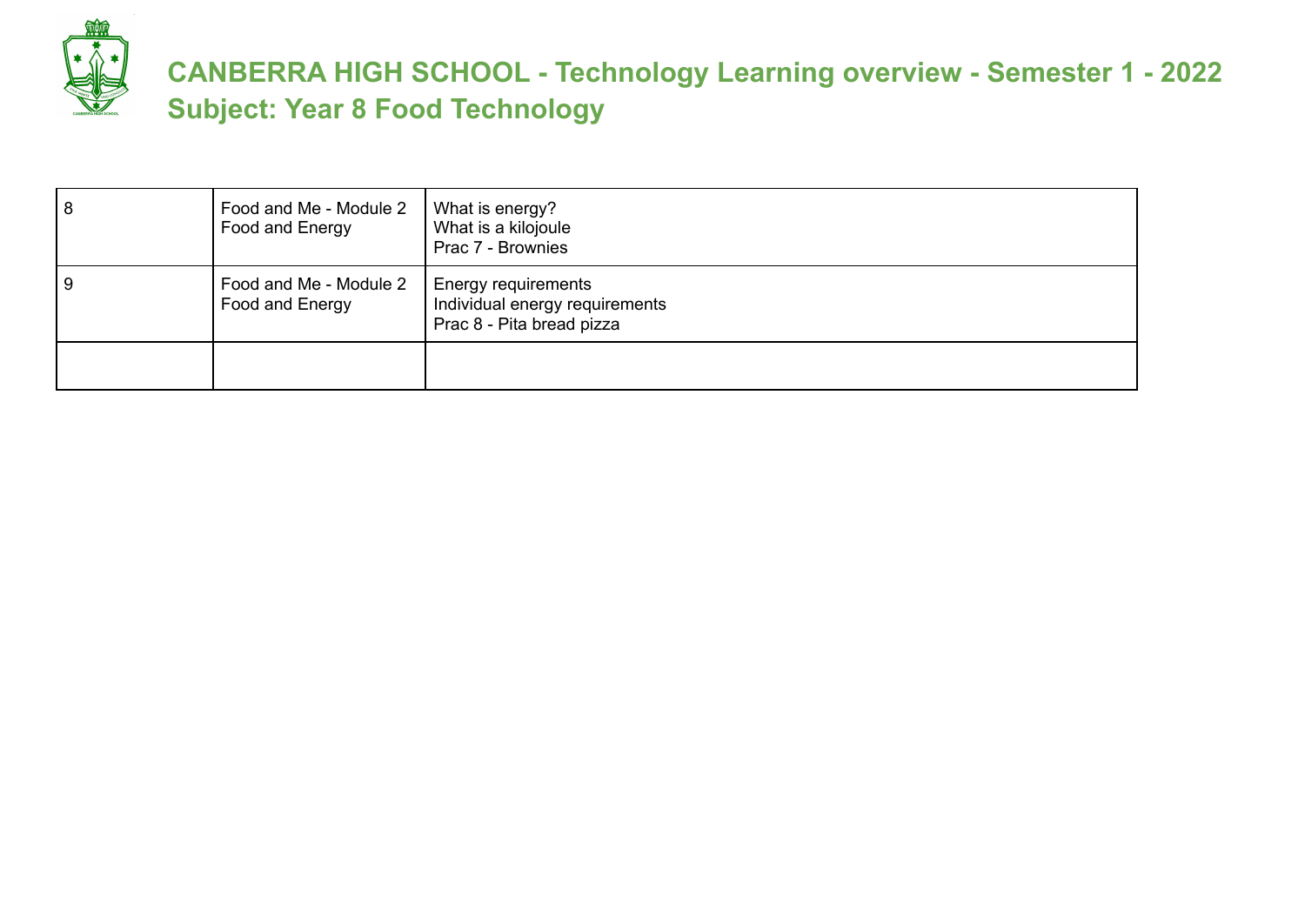# CANBERRA HIGH SCHOOL - Technology Learning overview - Semester 1 - 2022
## Subject: Year 8 Food Technology

| | | |
|---|---|---|
| 8 | Food and Me - Module 2<br>Food and Energy | What is energy?<br>What is a kilojoule<br>Prac 7 - Brownies |
| 9 | Food and Me - Module 2<br>Food and Energy | Energy requirements<br>Individual energy requirements<br>Prac 8 - Pita bread pizza |
| | | |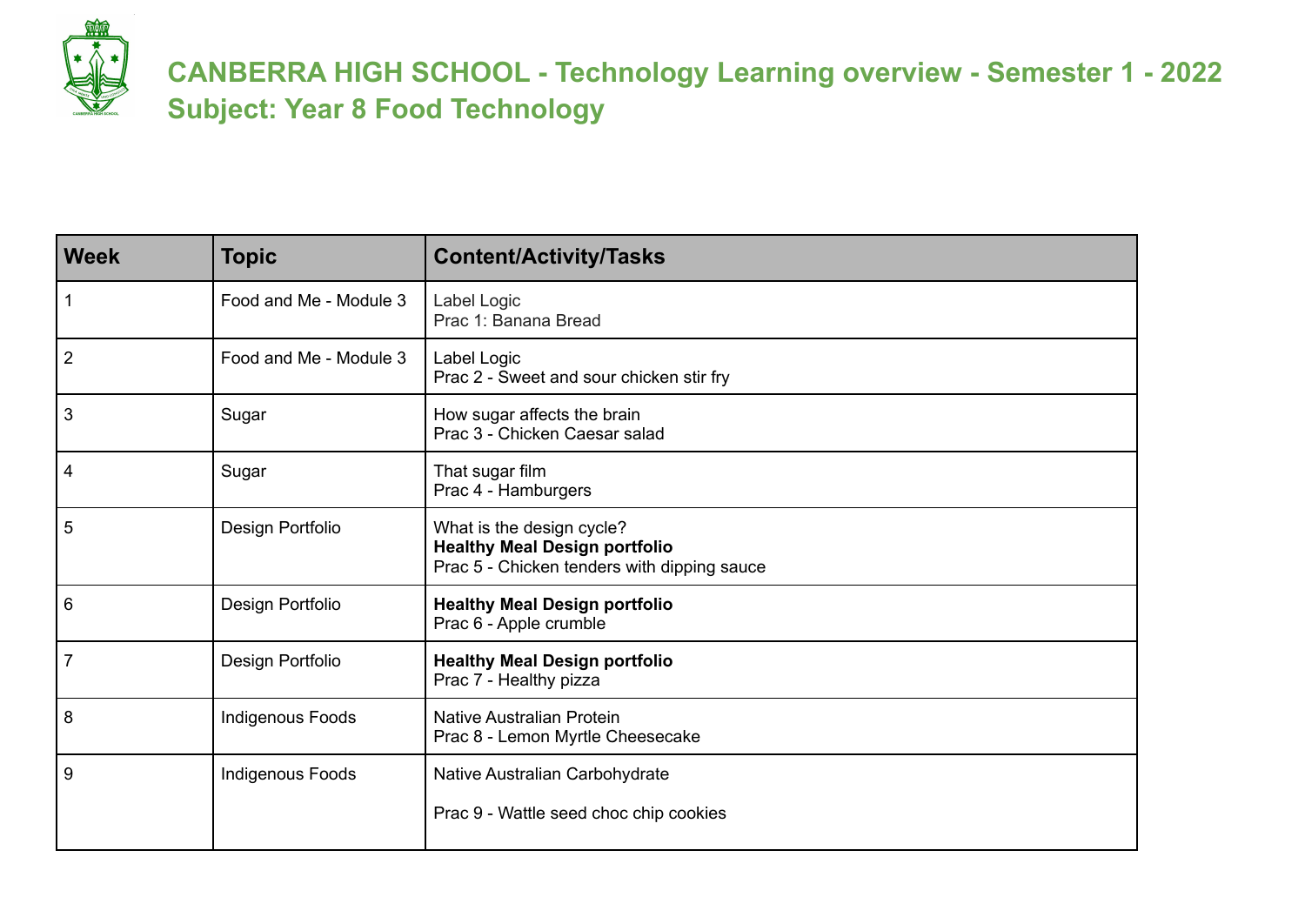# CANBERRA HIGH SCHOOL - Technology Learning overview - Semester 1 - 2022
## Subject: Year 8 Food Technology

| Week | Topic | Content/Activity/Tasks |
|---|---|---|
| 1 | Food and Me - Module 3 | Label Logic<br>Prac 1: Banana Bread |
| 2 | Food and Me - Module 3 | Label Logic<br>Prac 2 - Sweet and sour chicken stir fry |
| 3 | Sugar | How sugar affects the brain<br>Prac 3 - Chicken Caesar salad |
| 4 | Sugar | That sugar film<br>Prac 4 - Hamburgers |
| 5 | Design Portfolio | What is the design cycle?<br>**Healthy Meal Design portfolio**<br>Prac 5 - Chicken tenders with dipping sauce |
| 6 | Design Portfolio | **Healthy Meal Design portfolio**<br>Prac 6 - Apple crumble |
| 7 | Design Portfolio | **Healthy Meal Design portfolio**<br>Prac 7 - Healthy pizza |
| 8 | Indigenous Foods | Native Australian Protein<br>Prac 8 - Lemon Myrtle Cheesecake |
| 9 | Indigenous Foods | Native Australian Carbohydrate<br><br>Prac 9 - Wattle seed choc chip cookies |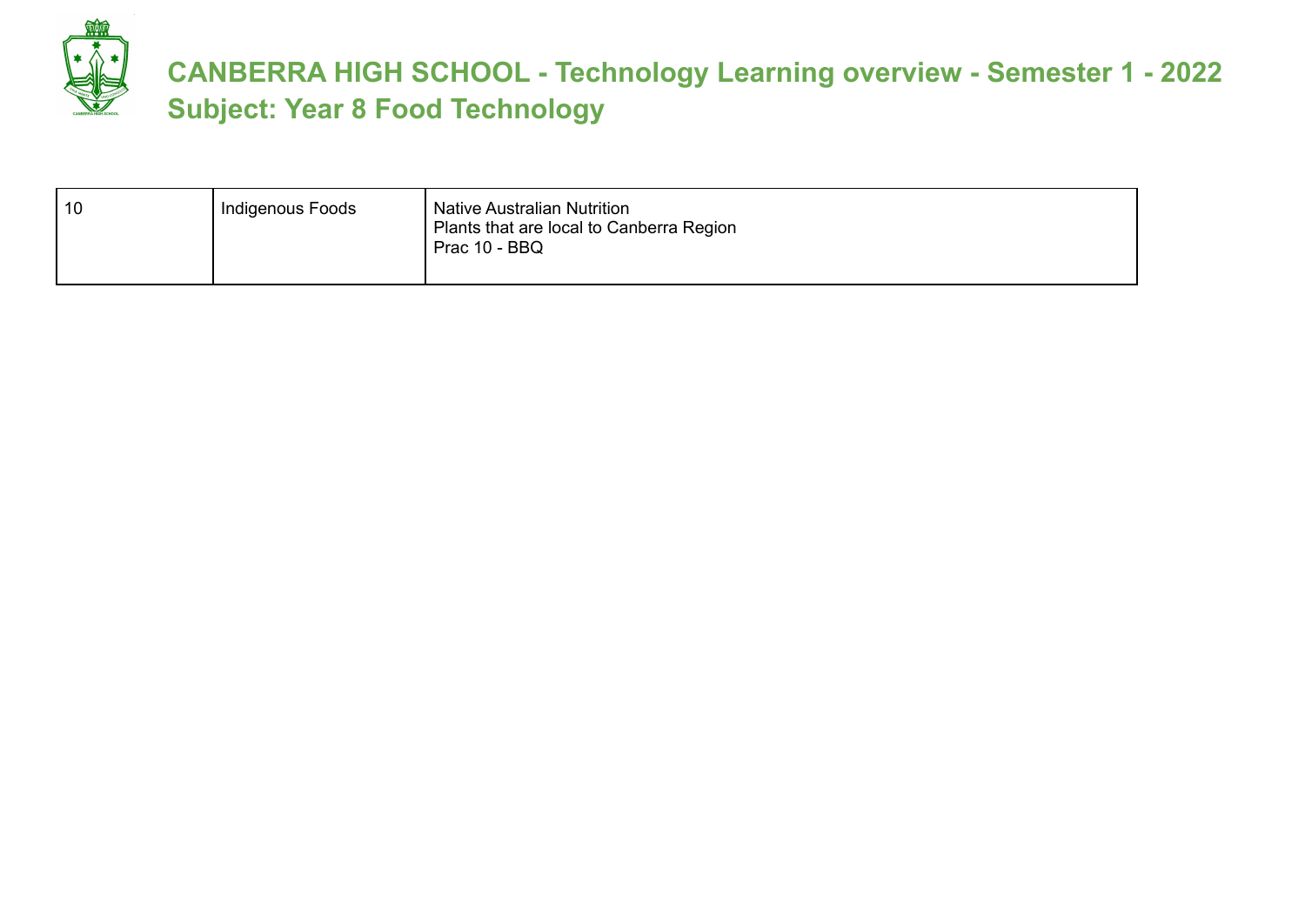| | | |
|---|---|---|
| 10 | Indigenous Foods | Native Australian Nutrition<br>Plants that are local to Canberra Region<br>Prac 10 - BBQ |